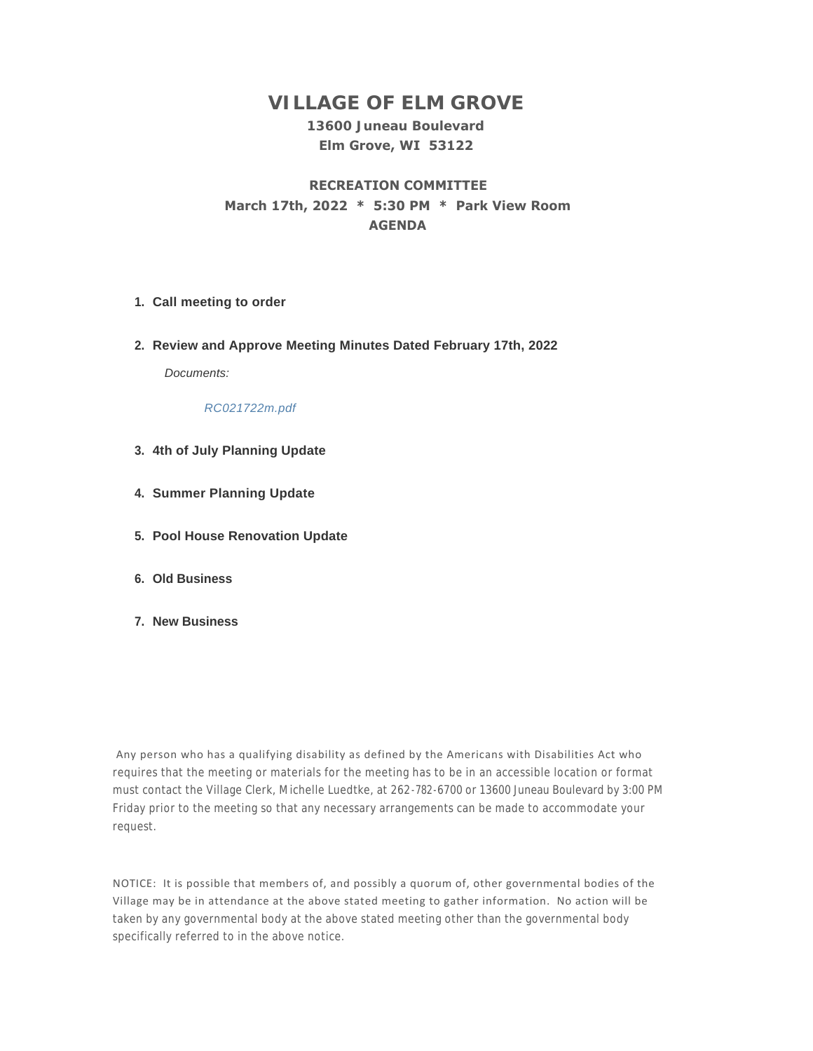# VILLAGE OF ELM GROVE

**13600 Juneau Boulevard**
**Elm Grove, WI 53122**

## RECREATION COMMITTEE

**March 17th, 2022 * 5:30 PM * Park View Room**
**AGENDA**

1. **Call meeting to order**

2. **Review and Approve Meeting Minutes Dated February 17th, 2022**

   *Documents:*

   *RC021722m.pdf*

3. **4th of July Planning Update**

4. **Summer Planning Update**

5. **Pool House Renovation Update**

6. **Old Business**

7. **New Business**

Any person who has a qualifying disability as defined by the Americans with Disabilities Act who requires that the meeting or materials for the meeting has to be in an accessible location or format must contact the Village Clerk, Michelle Luedtke, at 262-782-6700 or 13600 Juneau Boulevard by 3:00 PM Friday prior to the meeting so that any necessary arrangements can be made to accommodate your request.

NOTICE: It is possible that members of, and possibly a quorum of, other governmental bodies of the Village may be in attendance at the above stated meeting to gather information. No action will be taken by any governmental body at the above stated meeting other than the governmental body specifically referred to in the above notice.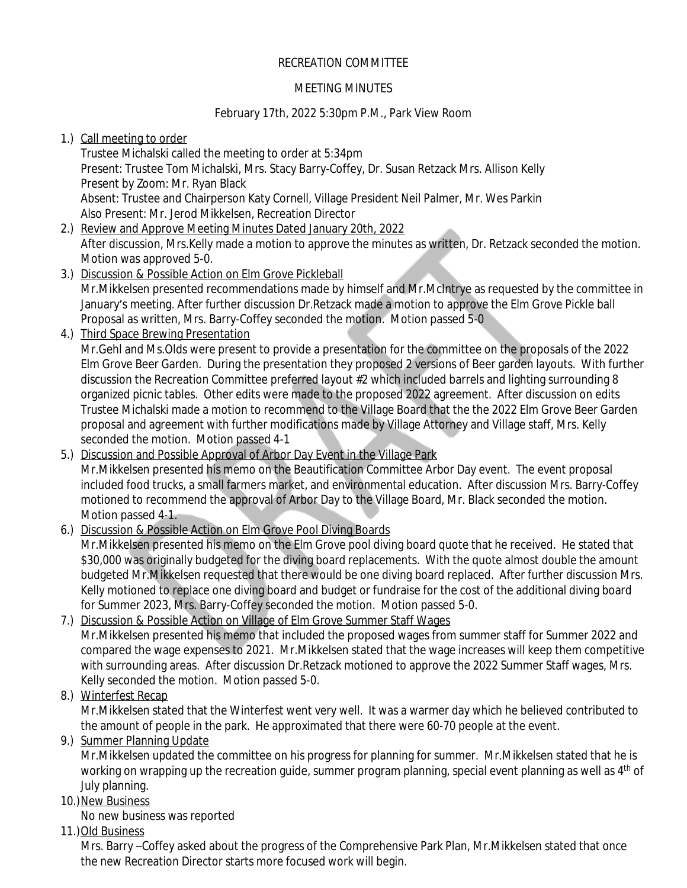RECREATION COMMITTEE

MEETING MINUTES

February 17th, 2022 5:30pm P.M., Park View Room

1.) Call meeting to order
Trustee Michalski called the meeting to order at 5:34pm
Present: Trustee Tom Michalski, Mrs. Stacy Barry-Coffey, Dr. Susan Retzack Mrs. Allison Kelly
Present by Zoom: Mr. Ryan Black
Absent: Trustee and Chairperson Katy Cornell, Village President Neil Palmer, Mr. Wes Parkin
Also Present: Mr. Jerod Mikkelsen, Recreation Director

2.) Review and Approve Meeting Minutes Dated January 20th, 2022
After discussion, Mrs.Kelly made a motion to approve the minutes as written, Dr. Retzack seconded the motion. Motion was approved 5-0.

3.) Discussion & Possible Action on Elm Grove Pickleball
Mr.Mikkelsen presented recommendations made by himself and Mr.McIntrye as requested by the committee in January's meeting. After further discussion Dr.Retzack made a motion to approve the Elm Grove Pickle ball Proposal as written, Mrs. Barry-Coffey seconded the motion. Motion passed 5-0

4.) Third Space Brewing Presentation
Mr.Gehl and Ms.Olds were present to provide a presentation for the committee on the proposals of the 2022 Elm Grove Beer Garden. During the presentation they proposed 2 versions of Beer garden layouts. With further discussion the Recreation Committee preferred layout #2 which included barrels and lighting surrounding 8 organized picnic tables. Other edits were made to the proposed 2022 agreement. After discussion on edits Trustee Michalski made a motion to recommend to the Village Board that the the 2022 Elm Grove Beer Garden proposal and agreement with further modifications made by Village Attorney and Village staff, Mrs. Kelly seconded the motion. Motion passed 4-1

5.) Discussion and Possible Approval of Arbor Day Event in the Village Park
Mr.Mikkelsen presented his memo on the Beautification Committee Arbor Day event. The event proposal included food trucks, a small farmers market, and environmental education. After discussion Mrs. Barry-Coffey motioned to recommend the approval of Arbor Day to the Village Board, Mr. Black seconded the motion. Motion passed 4-1.

6.) Discussion & Possible Action on Elm Grove Pool Diving Boards
Mr.Mikkelsen presented his memo on the Elm Grove pool diving board quote that he received. He stated that $30,000 was originally budgeted for the diving board replacements. With the quote almost double the amount budgeted Mr.Mikkelsen requested that there would be one diving board replaced. After further discussion Mrs. Kelly motioned to replace one diving board and budget or fundraise for the cost of the additional diving board for Summer 2023, Mrs. Barry-Coffey seconded the motion. Motion passed 5-0.

7.) Discussion & Possible Action on Village of Elm Grove Summer Staff Wages
Mr.Mikkelsen presented his memo that included the proposed wages from summer staff for Summer 2022 and compared the wage expenses to 2021. Mr.Mikkelsen stated that the wage increases will keep them competitive with surrounding areas. After discussion Dr.Retzack motioned to approve the 2022 Summer Staff wages, Mrs. Kelly seconded the motion. Motion passed 5-0.

8.) Winterfest Recap
Mr.Mikkelsen stated that the Winterfest went very well. It was a warmer day which he believed contributed to the amount of people in the park. He approximated that there were 60-70 people at the event.

9.) Summer Planning Update
Mr.Mikkelsen updated the committee on his progress for planning for summer. Mr.Mikkelsen stated that he is working on wrapping up the recreation guide, summer program planning, special event planning as well as 4th of July planning.

10.) New Business
No new business was reported

11.) Old Business
Mrs. Barry –Coffey asked about the progress of the Comprehensive Park Plan, Mr.Mikkelsen stated that once the new Recreation Director starts more focused work will begin.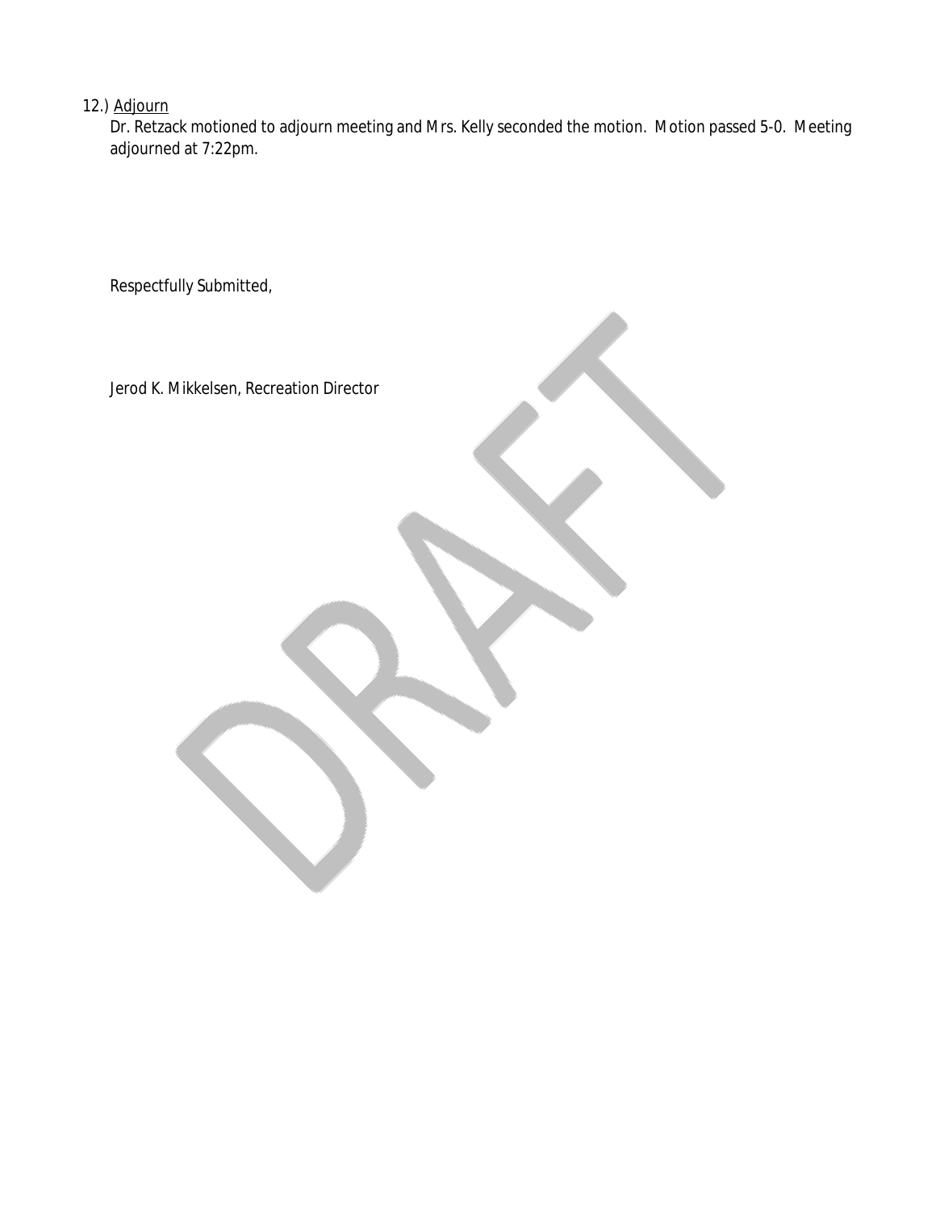12.) <u>Adjourn</u>

Dr. Retzack motioned to adjourn meeting and Mrs. Kelly seconded the motion. Motion passed 5-0. Meeting adjourned at 7:22pm.

Respectfully Submitted,

Jerod K. Mikkelsen, Recreation Director

DRAFT